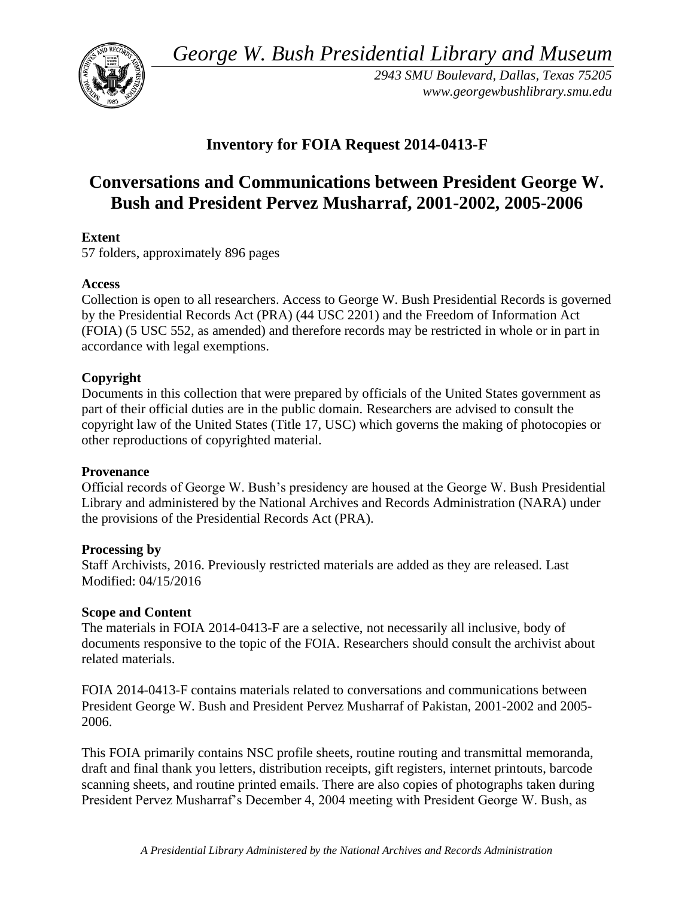*George W. Bush Presidential Library and Museum*

*2943 SMU Boulevard, Dallas, Texas 75205*
*www.georgewbushlibrary.smu.edu*

# Inventory for FOIA Request 2014-0413-F

# Conversations and Communications between President George W. Bush and President Pervez Musharraf, 2001-2002, 2005-2006

**Extent**
57 folders, approximately 896 pages

**Access**
Collection is open to all researchers. Access to George W. Bush Presidential Records is governed by the Presidential Records Act (PRA) (44 USC 2201) and the Freedom of Information Act (FOIA) (5 USC 552, as amended) and therefore records may be restricted in whole or in part in accordance with legal exemptions.

**Copyright**
Documents in this collection that were prepared by officials of the United States government as part of their official duties are in the public domain. Researchers are advised to consult the copyright law of the United States (Title 17, USC) which governs the making of photocopies or other reproductions of copyrighted material.

**Provenance**
Official records of George W. Bush's presidency are housed at the George W. Bush Presidential Library and administered by the National Archives and Records Administration (NARA) under the provisions of the Presidential Records Act (PRA).

**Processing by**
Staff Archivists, 2016. Previously restricted materials are added as they are released. Last Modified: 04/15/2016

**Scope and Content**
The materials in FOIA 2014-0413-F are a selective, not necessarily all inclusive, body of documents responsive to the topic of the FOIA. Researchers should consult the archivist about related materials.

FOIA 2014-0413-F contains materials related to conversations and communications between President George W. Bush and President Pervez Musharraf of Pakistan, 2001-2002 and 2005-2006.

This FOIA primarily contains NSC profile sheets, routine routing and transmittal memoranda, draft and final thank you letters, distribution receipts, gift registers, internet printouts, barcode scanning sheets, and routine printed emails. There are also copies of photographs taken during President Pervez Musharraf's December 4, 2004 meeting with President George W. Bush, as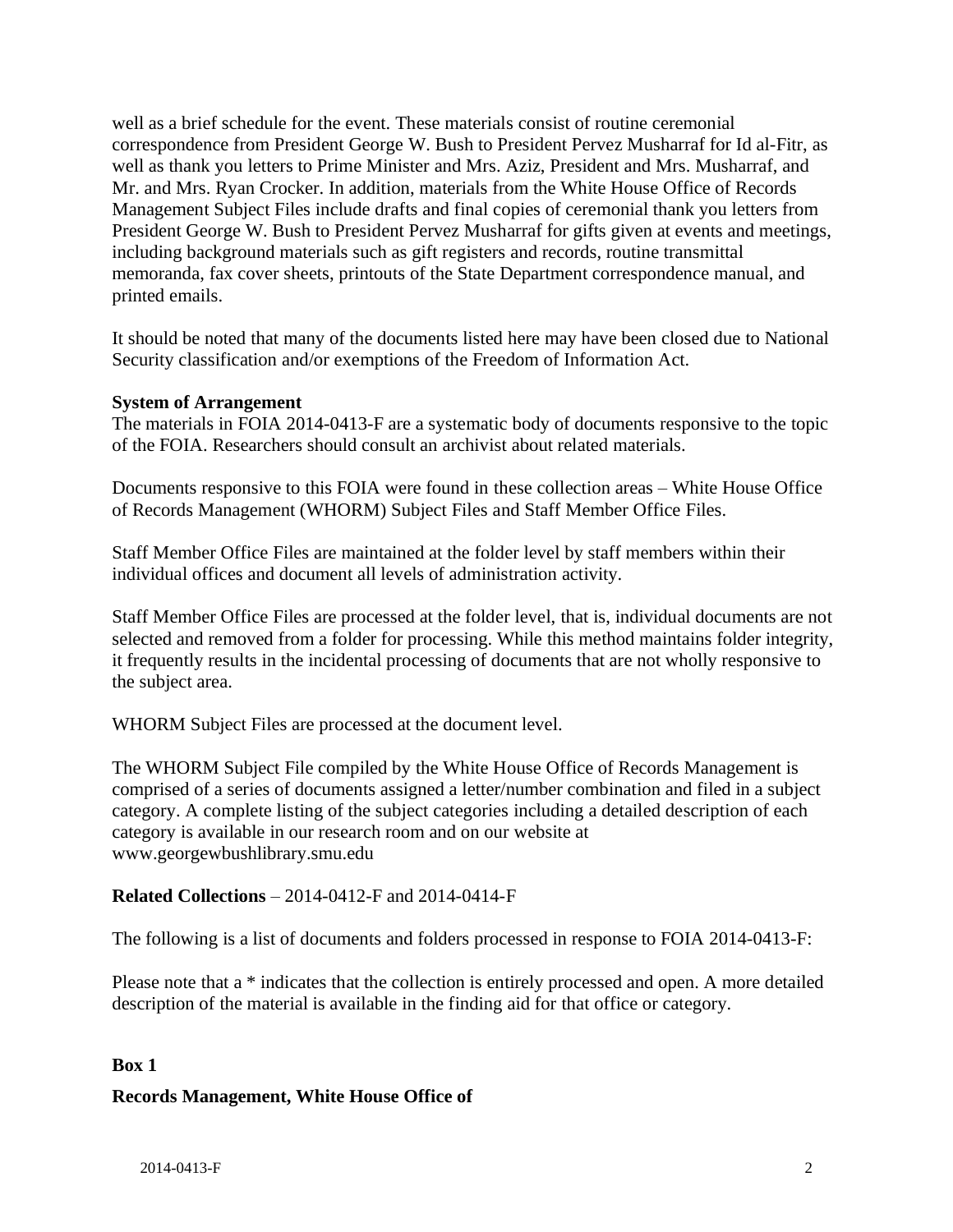well as a brief schedule for the event. These materials consist of routine ceremonial correspondence from President George W. Bush to President Pervez Musharraf for Id al-Fitr, as well as thank you letters to Prime Minister and Mrs. Aziz, President and Mrs. Musharraf, and Mr. and Mrs. Ryan Crocker. In addition, materials from the White House Office of Records Management Subject Files include drafts and final copies of ceremonial thank you letters from President George W. Bush to President Pervez Musharraf for gifts given at events and meetings, including background materials such as gift registers and records, routine transmittal memoranda, fax cover sheets, printouts of the State Department correspondence manual, and printed emails.

It should be noted that many of the documents listed here may have been closed due to National Security classification and/or exemptions of the Freedom of Information Act.

**System of Arrangement**

The materials in FOIA 2014-0413-F are a systematic body of documents responsive to the topic of the FOIA. Researchers should consult an archivist about related materials.

Documents responsive to this FOIA were found in these collection areas – White House Office of Records Management (WHORM) Subject Files and Staff Member Office Files.

Staff Member Office Files are maintained at the folder level by staff members within their individual offices and document all levels of administration activity.

Staff Member Office Files are processed at the folder level, that is, individual documents are not selected and removed from a folder for processing. While this method maintains folder integrity, it frequently results in the incidental processing of documents that are not wholly responsive to the subject area.

WHORM Subject Files are processed at the document level.

The WHORM Subject File compiled by the White House Office of Records Management is comprised of a series of documents assigned a letter/number combination and filed in a subject category. A complete listing of the subject categories including a detailed description of each category is available in our research room and on our website at www.georgewbushlibrary.smu.edu

**Related Collections** – 2014-0412-F and 2014-0414-F

The following is a list of documents and folders processed in response to FOIA 2014-0413-F:

Please note that a * indicates that the collection is entirely processed and open. A more detailed description of the material is available in the finding aid for that office or category.

**Box 1**

**Records Management, White House Office of**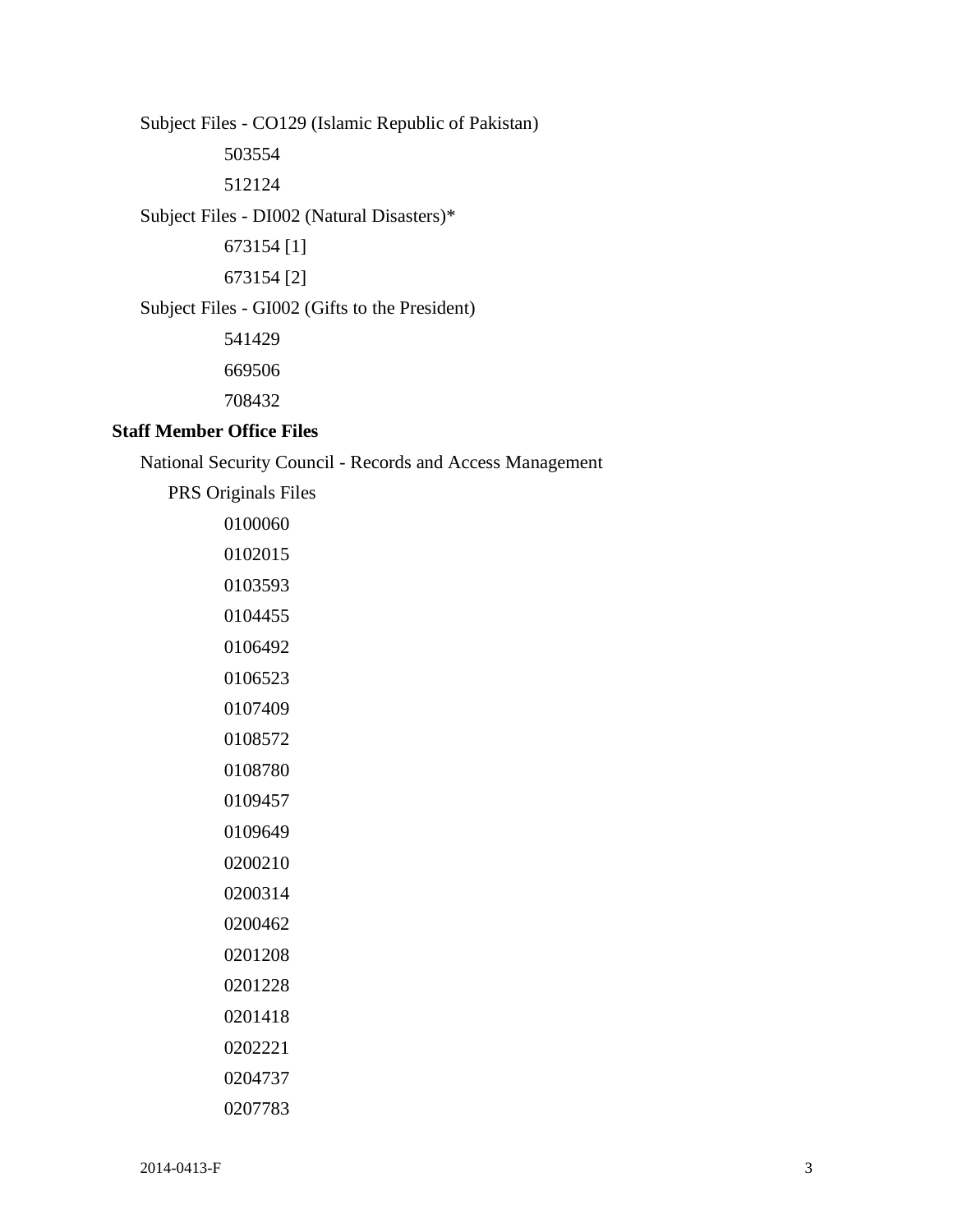Subject Files - CO129 (Islamic Republic of Pakistan)

503554

512124

Subject Files - DI002 (Natural Disasters)*

673154 [1]

673154 [2]

Subject Files - GI002 (Gifts to the President)

541429

669506

708432

**Staff Member Office Files**

National Security Council - Records and Access Management

PRS Originals Files

0100060

0102015

0103593

0104455

0106492

0106523

0107409

0108572

0108780

0109457

0109649

0200210

0200314

0200462

0201208

0201228

0201418

0202221

0204737

0207783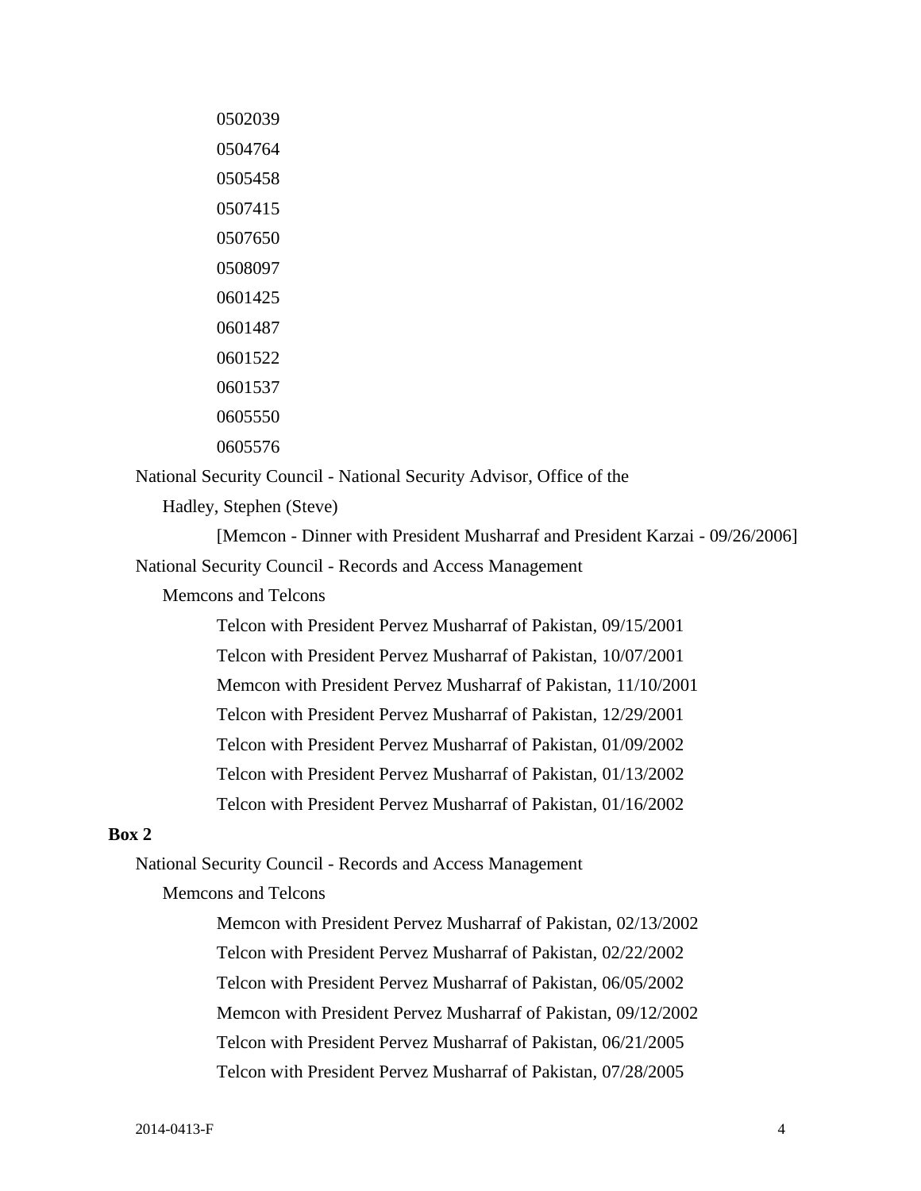0502039

0504764

0505458

0507415

0507650

0508097

0601425

0601487

0601522

0601537

0605550

0605576

National Security Council - National Security Advisor, Office of the

Hadley, Stephen (Steve)

[Memcon - Dinner with President Musharraf and President Karzai - 09/26/2006]

National Security Council - Records and Access Management

Memcons and Telcons

Telcon with President Pervez Musharraf of Pakistan, 09/15/2001

Telcon with President Pervez Musharraf of Pakistan, 10/07/2001

Memcon with President Pervez Musharraf of Pakistan, 11/10/2001

Telcon with President Pervez Musharraf of Pakistan, 12/29/2001

Telcon with President Pervez Musharraf of Pakistan, 01/09/2002

Telcon with President Pervez Musharraf of Pakistan, 01/13/2002

Telcon with President Pervez Musharraf of Pakistan, 01/16/2002

**Box 2**

National Security Council - Records and Access Management

Memcons and Telcons

Memcon with President Pervez Musharraf of Pakistan, 02/13/2002

Telcon with President Pervez Musharraf of Pakistan, 02/22/2002

Telcon with President Pervez Musharraf of Pakistan, 06/05/2002

Memcon with President Pervez Musharraf of Pakistan, 09/12/2002

Telcon with President Pervez Musharraf of Pakistan, 06/21/2005

Telcon with President Pervez Musharraf of Pakistan, 07/28/2005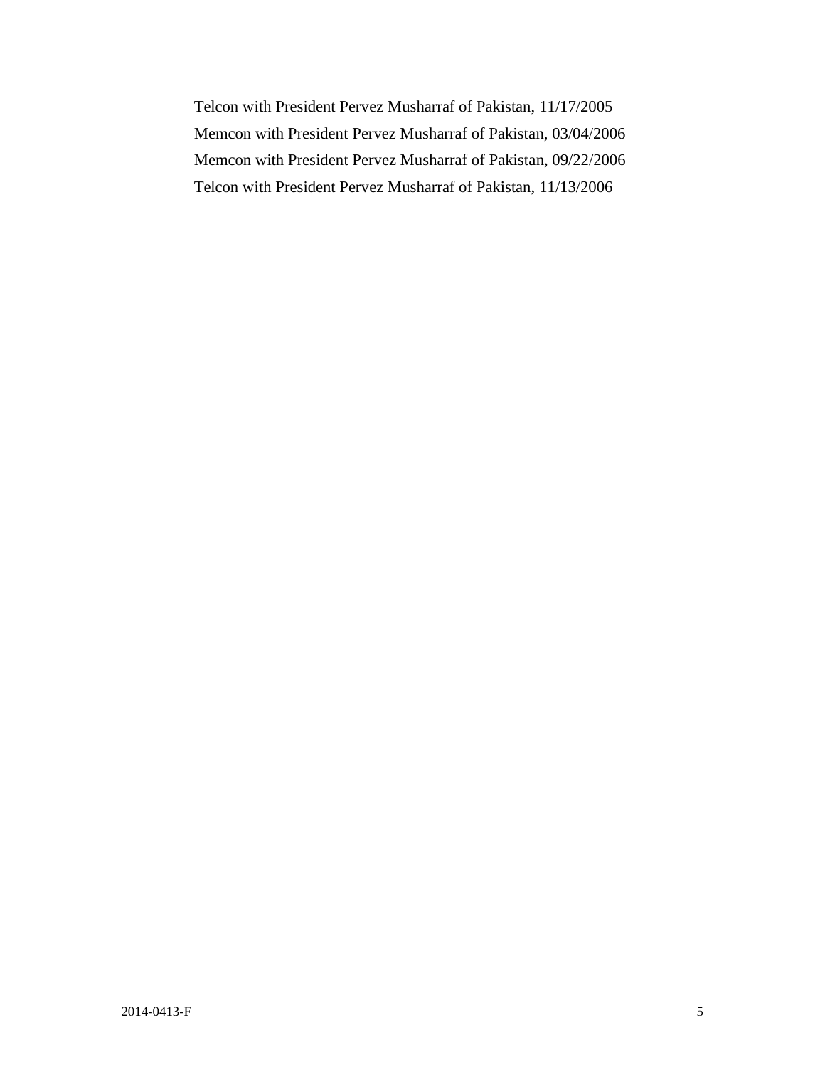Telcon with President Pervez Musharraf of Pakistan, 11/17/2005
Memcon with President Pervez Musharraf of Pakistan, 03/04/2006
Memcon with President Pervez Musharraf of Pakistan, 09/22/2006
Telcon with President Pervez Musharraf of Pakistan, 11/13/2006